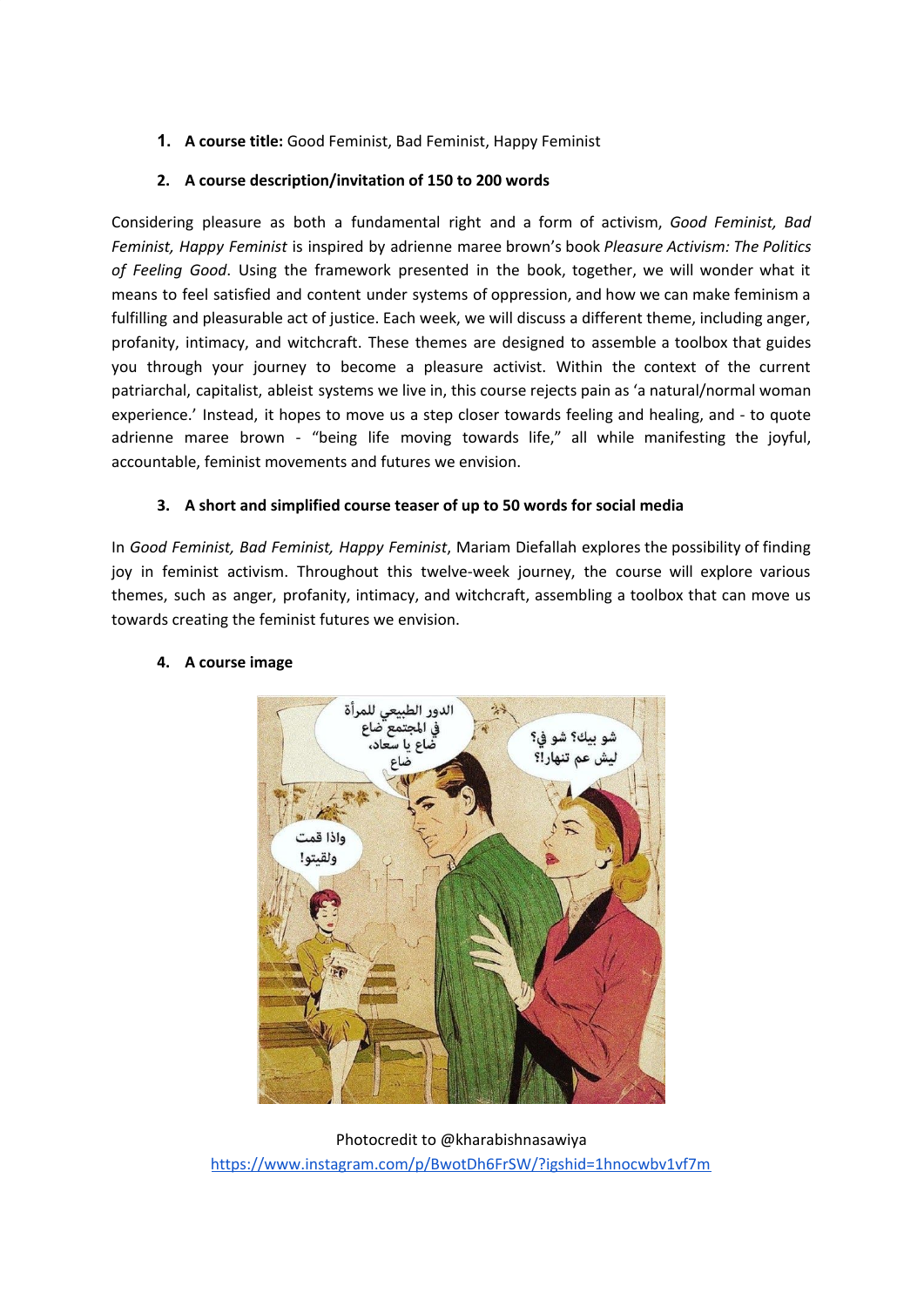1. **A course title:** Good Feminist, Bad Feminist, Happy Feminist

2. **A course description/invitation of 150 to 200 words**

Considering pleasure as both a fundamental right and a form of activism, *Good Feminist, Bad Feminist, Happy Feminist* is inspired by adrienne maree brown's book *Pleasure Activism: The Politics of Feeling Good*. Using the framework presented in the book, together, we will wonder what it means to feel satisfied and content under systems of oppression, and how we can make feminism a fulfilling and pleasurable act of justice. Each week, we will discuss a different theme, including anger, profanity, intimacy, and witchcraft. These themes are designed to assemble a toolbox that guides you through your journey to become a pleasure activist. Within the context of the current patriarchal, capitalist, ableist systems we live in, this course rejects pain as 'a natural/normal woman experience.' Instead, it hopes to move us a step closer towards feeling and healing, and - to quote adrienne maree brown - "being life moving towards life," all while manifesting the joyful, accountable, feminist movements and futures we envision.

3. **A short and simplified course teaser of up to 50 words for social media**

In *Good Feminist, Bad Feminist, Happy Feminist*, Mariam Diefallah explores the possibility of finding joy in feminist activism. Throughout this twelve-week journey, the course will explore various themes, such as anger, profanity, intimacy, and witchcraft, assembling a toolbox that can move us towards creating the feminist futures we envision.

4. **A course image**

Photocredit to @kharabishnasawiya
https://www.instagram.com/p/BwotDh6FrSW/?igshid=1hnocwbv1vf7m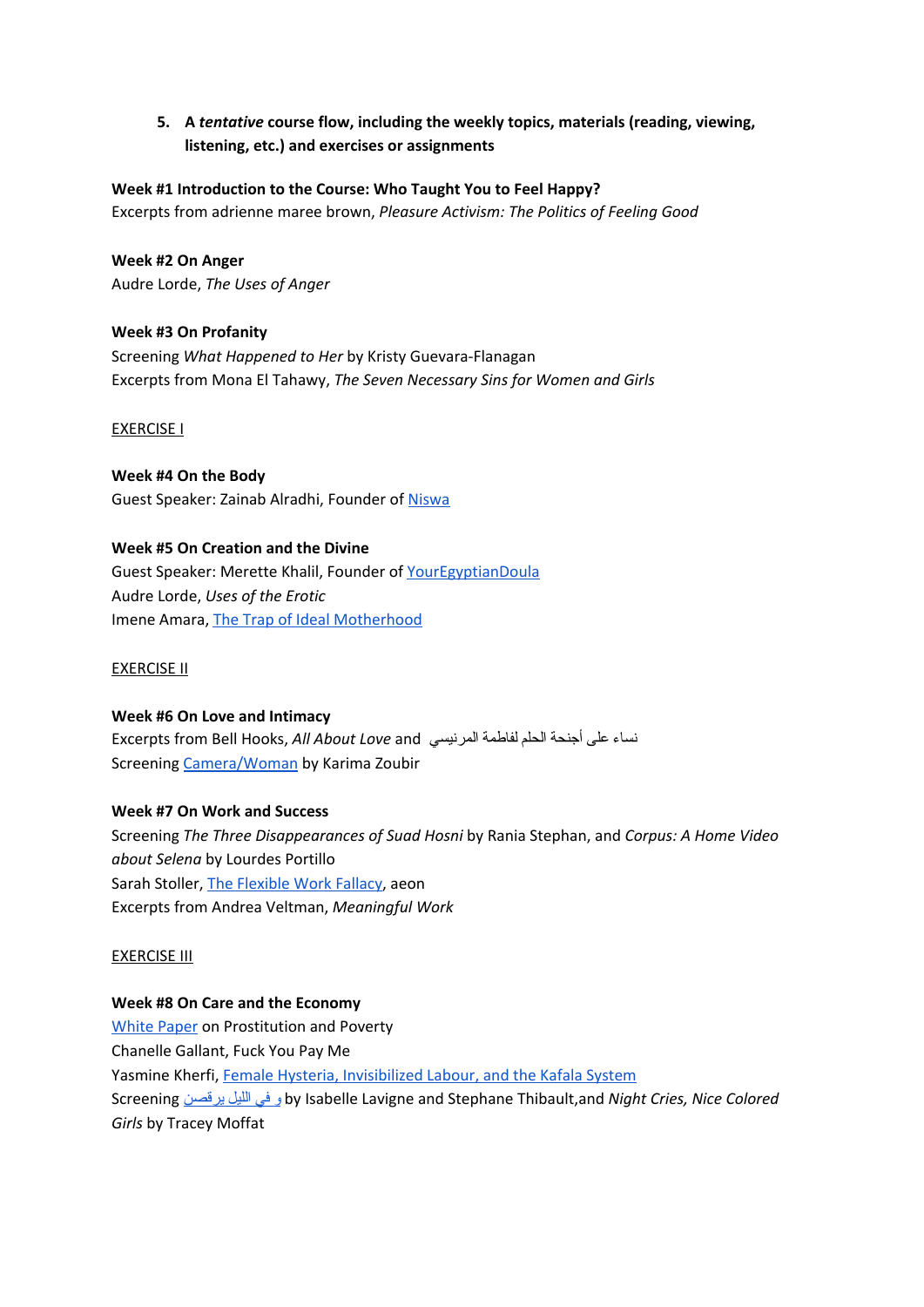5. **A *tentative* course flow, including the weekly topics, materials (reading, viewing, listening, etc.) and exercises or assignments**

**Week #1 Introduction to the Course: Who Taught You to Feel Happy?**
Excerpts from adrienne maree brown, *Pleasure Activism: The Politics of Feeling Good*

**Week #2 On Anger**
Audre Lorde, *The Uses of Anger*

**Week #3 On Profanity**
Screening *What Happened to Her* by Kristy Guevara-Flanagan
Excerpts from Mona El Tahawy, *The Seven Necessary Sins for Women and Girls*

EXERCISE I

**Week #4 On the Body**
Guest Speaker: Zainab Alradhi, Founder of Niswa

**Week #5 On Creation and the Divine**
Guest Speaker: Merette Khalil, Founder of YourEgyptianDoula
Audre Lorde, *Uses of the Erotic*
Imene Amara, The Trap of Ideal Motherhood

EXERCISE II

**Week #6 On Love and Intimacy**
Excerpts from Bell Hooks, *All About Love* and نساء على أجنحة الحلم لفاطمة المرنيسي
Screening Camera/Woman by Karima Zoubir

**Week #7 On Work and Success**
Screening *The Three Disappearances of Suad Hosni* by Rania Stephan, and *Corpus: A Home Video about Selena* by Lourdes Portillo
Sarah Stoller, The Flexible Work Fallacy, aeon
Excerpts from Andrea Veltman, *Meaningful Work*

EXERCISE III

**Week #8 On Care and the Economy**
White Paper on Prostitution and Poverty
Chanelle Gallant, Fuck You Pay Me
Yasmine Kherfi, Female Hysteria, Invisibilized Labour, and the Kafala System
Screening و في الليل يرقصن by Isabelle Lavigne and Stephane Thibault,and *Night Cries, Nice Colored Girls* by Tracey Moffat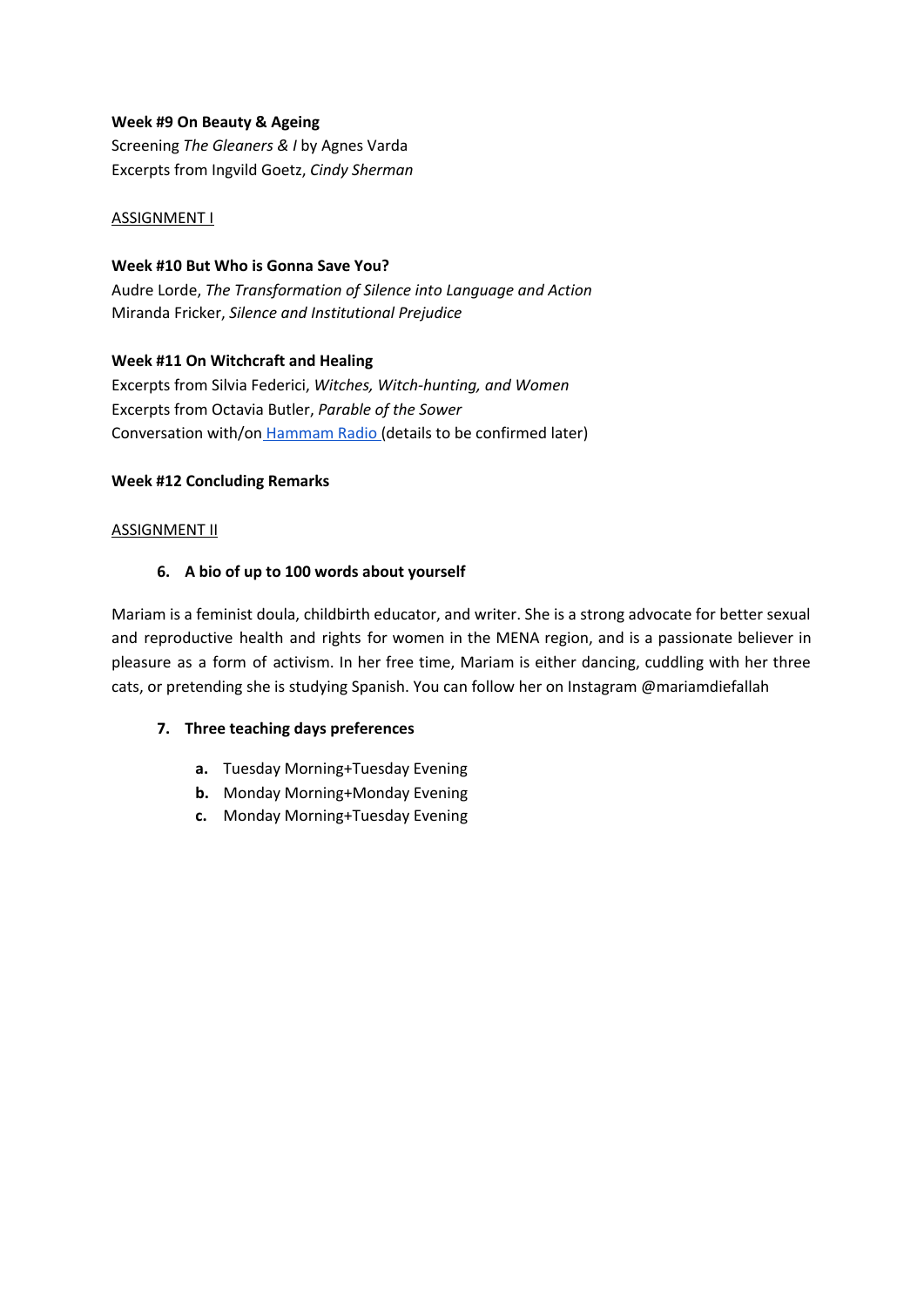**Week #9 On Beauty & Ageing**
Screening *The Gleaners & I* by Agnes Varda
Excerpts from Ingvild Goetz, *Cindy Sherman*

<u>ASSIGNMENT I</u>

**Week #10 But Who is Gonna Save You?**
Audre Lorde, *The Transformation of Silence into Language and Action*
Miranda Fricker, *Silence and Institutional Prejudice*

**Week #11 On Witchcraft and Healing**
Excerpts from Silvia Federici, *Witches, Witch-hunting, and Women*
Excerpts from Octavia Butler, *Parable of the Sower*
Conversation with/on Hammam Radio (details to be confirmed later)

**Week #12 Concluding Remarks**

<u>ASSIGNMENT II</u>

6. **A bio of up to 100 words about yourself**

Mariam is a feminist doula, childbirth educator, and writer. She is a strong advocate for better sexual and reproductive health and rights for women in the MENA region, and is a passionate believer in pleasure as a form of activism. In her free time, Mariam is either dancing, cuddling with her three cats, or pretending she is studying Spanish. You can follow her on Instagram @mariamdiefallah

7. **Three teaching days preferences**

   a. Tuesday Morning+Tuesday Evening
   b. Monday Morning+Monday Evening
   c. Monday Morning+Tuesday Evening